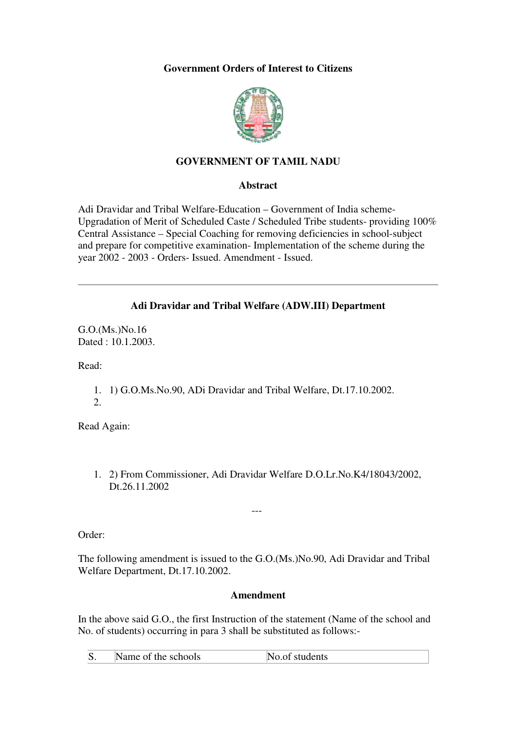**Government Orders of Interest to Citizens**

## GOVERNMENT OF TAMIL NADU

### Abstract

Adi Dravidar and Tribal Welfare-Education – Government of India scheme-Upgradation of Merit of Scheduled Caste / Scheduled Tribe students- providing 100% Central Assistance – Special Coaching for removing deficiencies in school-subject and prepare for competitive examination- Implementation of the scheme during the year 2002 - 2003 - Orders- Issued. Amendment - Issued.

---

### Adi Dravidar and Tribal Welfare (ADW.III) Department

G.O.(Ms.)No.16
Dated : 10.1.2003.

Read:

1. 1) G.O.Ms.No.90, ADi Dravidar and Tribal Welfare, Dt.17.10.2002.
2. 

Read Again:

1. 2) From Commissioner, Adi Dravidar Welfare D.O.Lr.No.K4/18043/2002, Dt.26.11.2002

---

Order:

The following amendment is issued to the G.O.(Ms.)No.90, Adi Dravidar and Tribal Welfare Department, Dt.17.10.2002.

**Amendment**

In the above said G.O., the first Instruction of the statement (Name of the school and No. of students) occurring in para 3 shall be substituted as follows:-

| S. | Name of the schools | No.of students |
|---|---|---|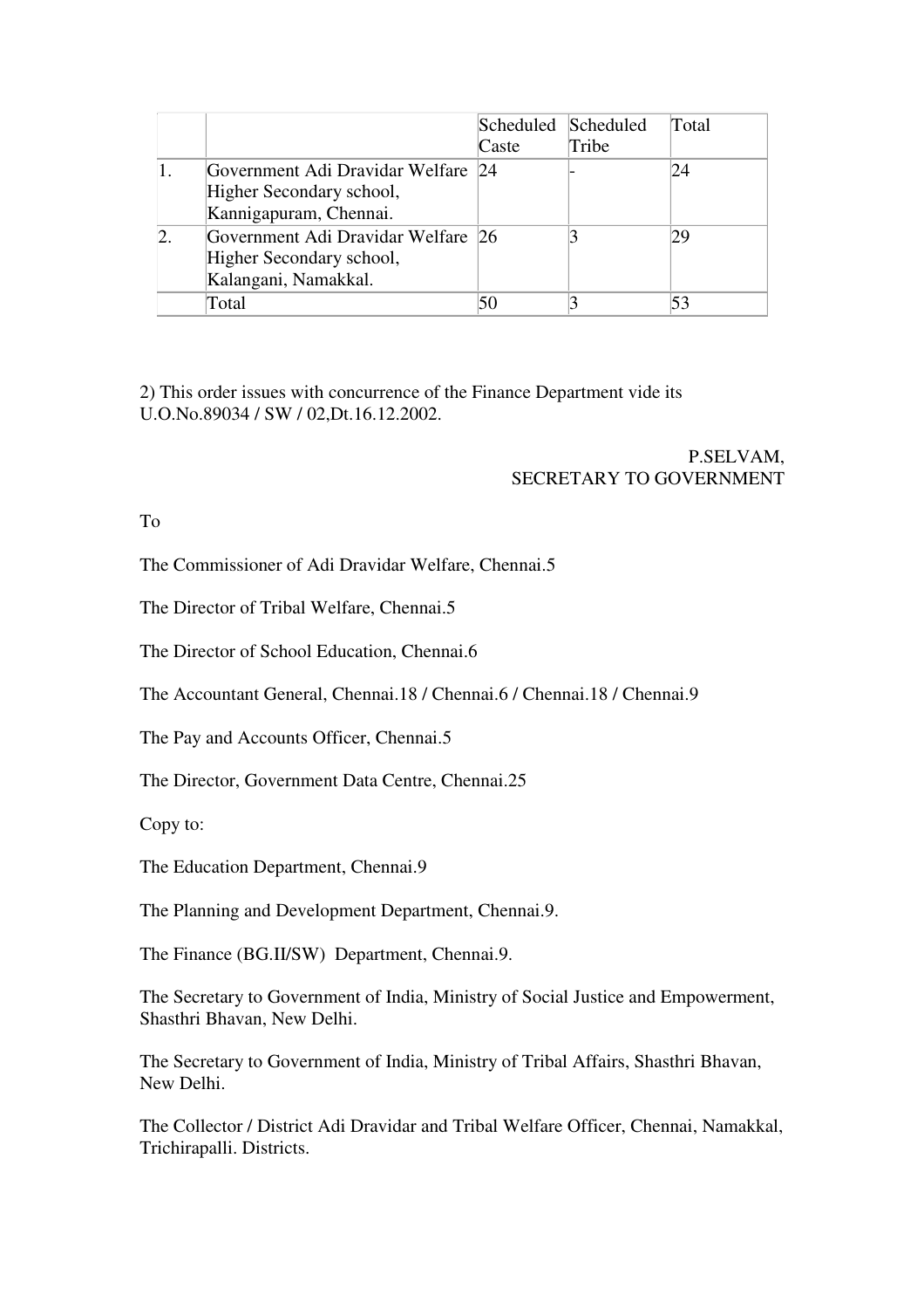| | | Scheduled Caste | Scheduled Tribe | Total |
|---|---|---|---|---|
| 1. | Government Adi Dravidar Welfare Higher Secondary school, Kannigapuram, Chennai. | 24 | - | 24 |
| 2. | Government Adi Dravidar Welfare Higher Secondary school, Kalangani, Namakkal. | 26 | 3 | 29 |
| | Total | 50 | 3 | 53 |

2) This order issues with concurrence of the Finance Department vide its U.O.No.89034 / SW / 02,Dt.16.12.2002.

P.SELVAM,
SECRETARY TO GOVERNMENT

To

The Commissioner of Adi Dravidar Welfare, Chennai.5

The Director of Tribal Welfare, Chennai.5

The Director of School Education, Chennai.6

The Accountant General, Chennai.18 / Chennai.6 / Chennai.18 / Chennai.9

The Pay and Accounts Officer, Chennai.5

The Director, Government Data Centre, Chennai.25

Copy to:

The Education Department, Chennai.9

The Planning and Development Department, Chennai.9.

The Finance (BG.II/SW) Department, Chennai.9.

The Secretary to Government of India, Ministry of Social Justice and Empowerment, Shasthri Bhavan, New Delhi.

The Secretary to Government of India, Ministry of Tribal Affairs, Shasthri Bhavan, New Delhi.

The Collector / District Adi Dravidar and Tribal Welfare Officer, Chennai, Namakkal, Trichirapalli. Districts.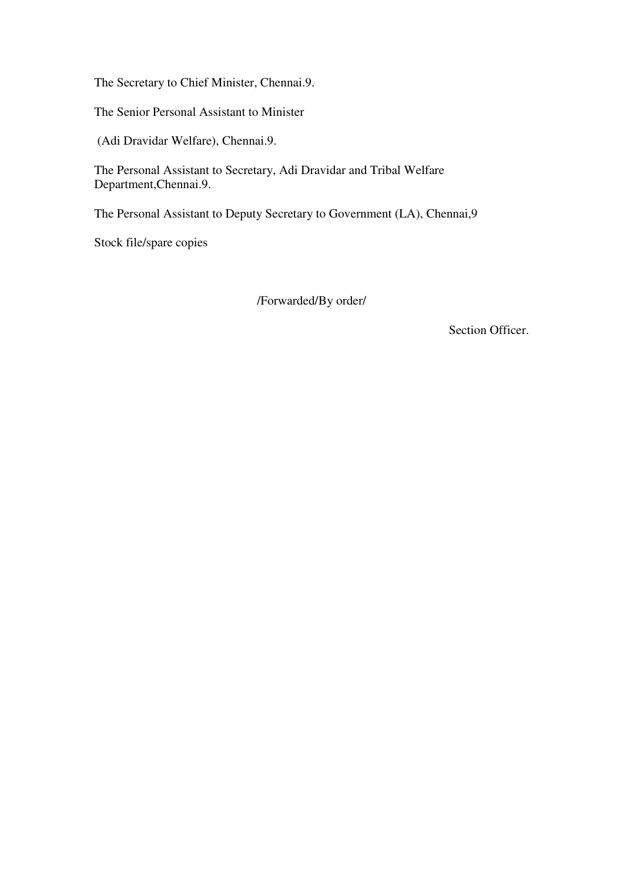The Secretary to Chief Minister, Chennai.9.

The Senior Personal Assistant to Minister

(Adi Dravidar Welfare), Chennai.9.

The Personal Assistant to Secretary, Adi Dravidar and Tribal Welfare Department,Chennai.9.

The Personal Assistant to Deputy Secretary to Government (LA), Chennai,9

Stock file/spare copies

/Forwarded/By order/

Section Officer.